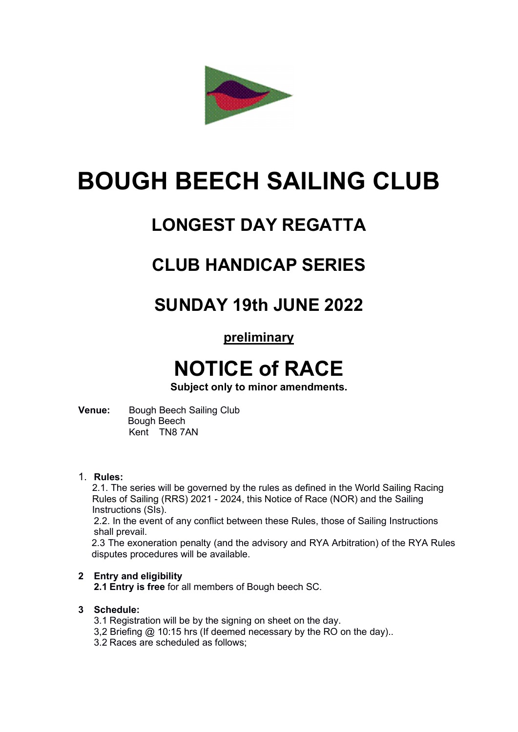// BOUGH BEECH SAILING CLUB

## LONGEST DAY REGATTA

## CLUB HANDICAP SERIES

## SUNDAY 19th JUNE 2022

**preliminary**

# NOTICE of RACE

**Subject only to minor amendments.**

**Venue:** Bough Beech Sailing Club
Bough Beech
Kent TN8 7AN

1. **Rules:**

   2.1. The series will be governed by the rules as defined in the World Sailing Racing Rules of Sailing (RRS) 2021 - 2024, this Notice of Race (NOR) and the Sailing Instructions (SIs).

   2.2. In the event of any conflict between these Rules, those of Sailing Instructions shall prevail.

   2.3 The exoneration penalty (and the advisory and RYA Arbitration) of the RYA Rules disputes procedures will be available.

**2 Entry and eligibility**

**2.1 Entry is free** for all members of Bough beech SC.

**3 Schedule:**

3.1 Registration will be by the signing on sheet on the day.

3,2 Briefing @ 10:15 hrs (If deemed necessary by the RO on the day)..

3.2 Races are scheduled as follows;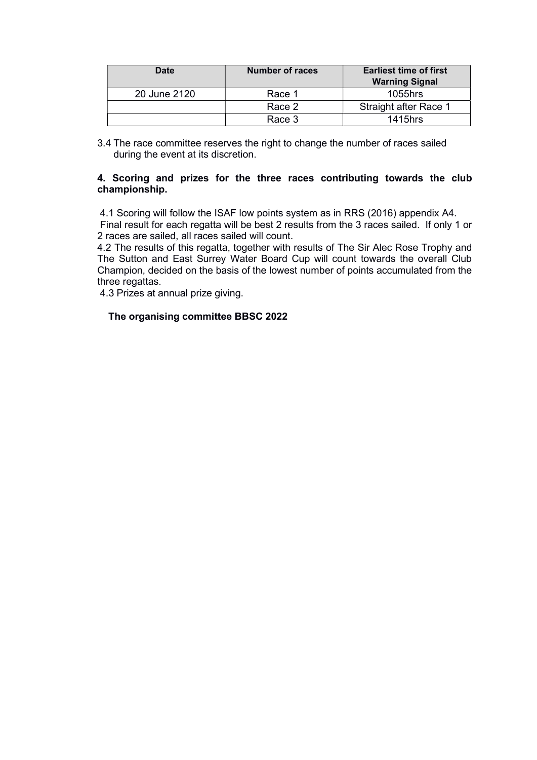| Date | Number of races | Earliest time of first Warning Signal |
|---|---|---|
| 20 June 2120 | Race 1 | 1055hrs |
| | Race 2 | Straight after Race 1 |
| | Race 3 | 1415hrs |

3.4 The race committee reserves the right to change the number of races sailed during the event at its discretion.

**4. Scoring and prizes for the three races contributing towards the club championship.**

4.1 Scoring will follow the ISAF low points system as in RRS (2016) appendix A4.
Final result for each regatta will be best 2 results from the 3 races sailed. If only 1 or 2 races are sailed, all races sailed will count.

4.2 The results of this regatta, together with results of The Sir Alec Rose Trophy and The Sutton and East Surrey Water Board Cup will count towards the overall Club Champion, decided on the basis of the lowest number of points accumulated from the three regattas.

4.3 Prizes at annual prize giving.

**The organising committee BBSC 2022**